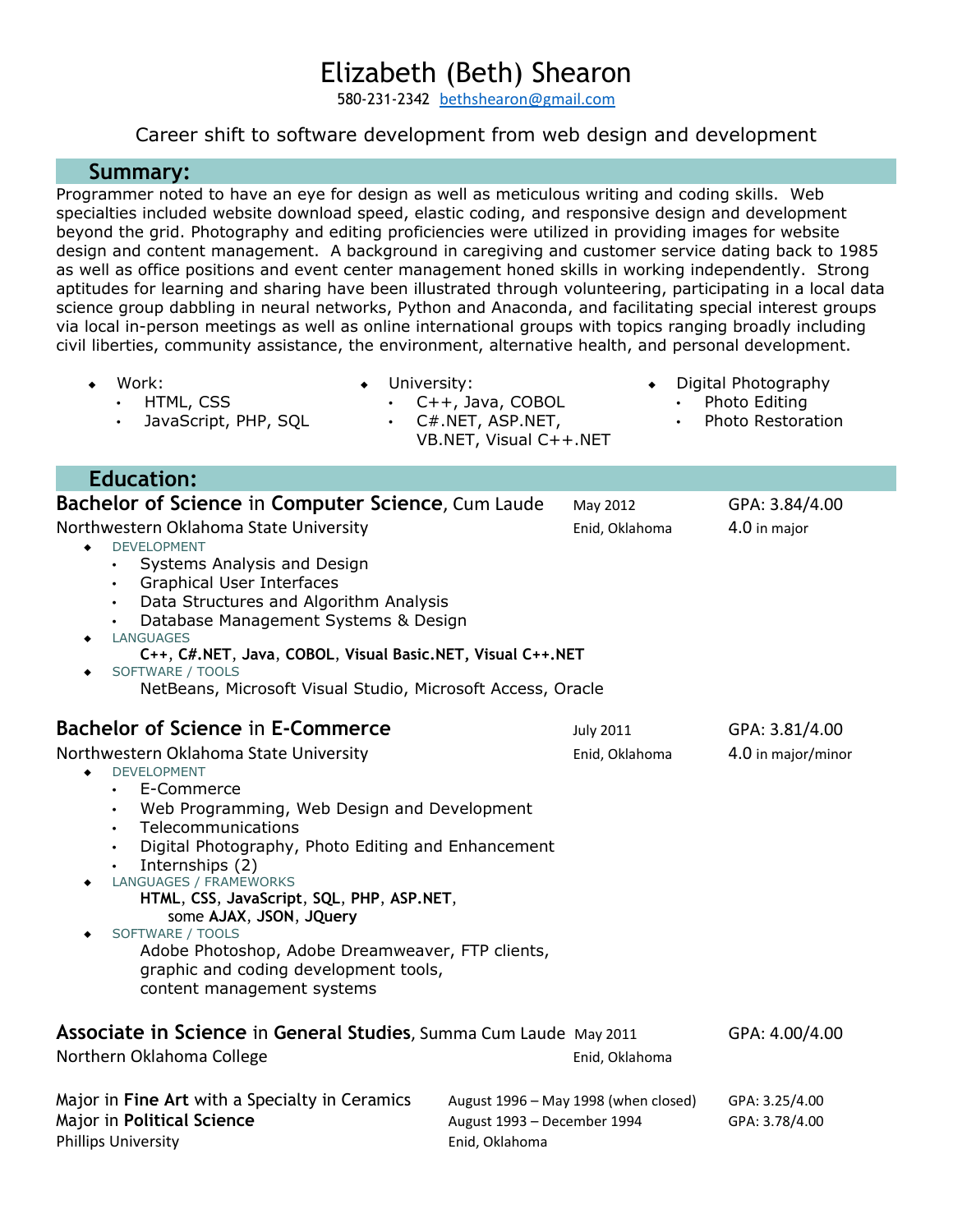# Elizabeth (Beth) Shearon

580-231-2342 bethshearon@gmail.com

Career shift to software development from web design and development

## Summary:

Programmer noted to have an eye for design as well as meticulous writing and coding skills. Web specialties included website download speed, elastic coding, and responsive design and development beyond the grid. Photography and editing proficiencies were utilized in providing images for website design and content management. A background in caregiving and customer service dating back to 1985 as well as office positions and event center management honed skills in working independently. Strong aptitudes for learning and sharing have been illustrated through volunteering, participating in a local data science group dabbling in neural networks, Python and Anaconda, and facilitating special interest groups via local in-person meetings as well as online international groups with topics ranging broadly including civil liberties, community assistance, the environment, alternative health, and personal development.

- Work:
  - HTML, CSS
  - JavaScript, PHP, SQL
- University:
  - C++, Java, COBOL
  - C#.NET, ASP.NET, VB.NET, Visual C++.NET
- Digital Photography
  - Photo Editing
  - Photo Restoration

## Education:

### **Bachelor of Science** in **Computer Science**, Cum Laude — May 2012 — GPA: 3.84/4.00

Northwestern Oklahoma State University — Enid, Oklahoma — 4.0 in major

- DEVELOPMENT
  - Systems Analysis and Design
  - Graphical User Interfaces
  - Data Structures and Algorithm Analysis
  - Database Management Systems & Design
- LANGUAGES
  - **C++**, **C#.NET**, **Java**, **COBOL**, **Visual Basic.NET**, **Visual C++.NET**
- SOFTWARE / TOOLS
  - NetBeans, Microsoft Visual Studio, Microsoft Access, Oracle

### **Bachelor of Science** in **E-Commerce** — July 2011 — GPA: 3.81/4.00

Northwestern Oklahoma State University — Enid, Oklahoma — 4.0 in major/minor

- DEVELOPMENT
  - E-Commerce
  - Web Programming, Web Design and Development
  - Telecommunications
  - Digital Photography, Photo Editing and Enhancement
  - Internships (2)
- LANGUAGES / FRAMEWORKS
  - **HTML**, **CSS**, **JavaScript**, **SQL**, **PHP**, **ASP.NET**, some **AJAX**, **JSON**, **JQuery**
- SOFTWARE / TOOLS
  - Adobe Photoshop, Adobe Dreamweaver, FTP clients, graphic and coding development tools, content management systems

### **Associate in Science** in **General Studies**, Summa Cum Laude — May 2011 — GPA: 4.00/4.00

Northern Oklahoma College — Enid, Oklahoma

Major in **Fine Art** with a Specialty in Ceramics — August 1996 – May 1998 (when closed) — GPA: 3.25/4.00

Major in **Political Science** — August 1993 – December 1994 — GPA: 3.78/4.00

Phillips University — Enid, Oklahoma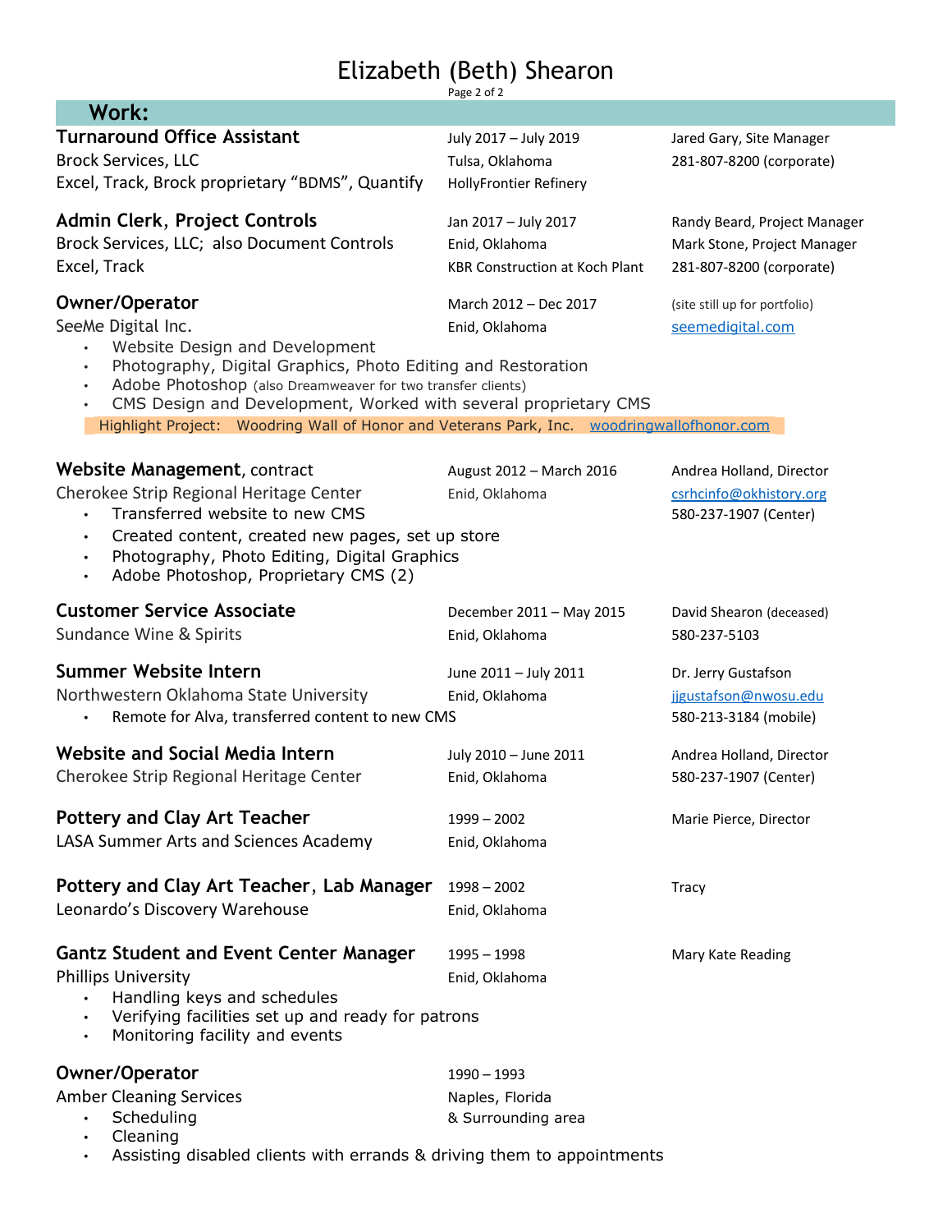# Elizabeth (Beth) Shearon

## Work:

### Turnaround Office Assistant
Brock Services, LLC
Excel, Track, Brock proprietary "BDMS", Quantify

July 2017 – July 2019
Tulsa, Oklahoma
HollyFrontier Refinery

Jared Gary, Site Manager
281-807-8200 (corporate)

### Admin Clerk, Project Controls
Brock Services, LLC; also Document Controls
Excel, Track

Jan 2017 – July 2017
Enid, Oklahoma
KBR Construction at Koch Plant

Randy Beard, Project Manager
Mark Stone, Project Manager
281-807-8200 (corporate)

### Owner/Operator
SeeMe Digital Inc.

March 2012 – Dec 2017
Enid, Oklahoma

(site still up for portfolio)
seemedigital.com

- Website Design and Development
- Photography, Digital Graphics, Photo Editing and Restoration
- Adobe Photoshop (also Dreamweaver for two transfer clients)
- CMS Design and Development, Worked with several proprietary CMS

Highlight Project: Woodring Wall of Honor and Veterans Park, Inc. woodringwallofhonor.com

### Website Management, contract
Cherokee Strip Regional Heritage Center

August 2012 – March 2016
Enid, Oklahoma

Andrea Holland, Director
csrhcinfo@okhistory.org
580-237-1907 (Center)

- Transferred website to new CMS
- Created content, created new pages, set up store
- Photography, Photo Editing, Digital Graphics
- Adobe Photoshop, Proprietary CMS (2)

### Customer Service Associate
Sundance Wine & Spirits

December 2011 – May 2015
Enid, Oklahoma

David Shearon (deceased)
580-237-5103

### Summer Website Intern
Northwestern Oklahoma State University

June 2011 – July 2011
Enid, Oklahoma

Dr. Jerry Gustafson
jjgustafson@nwosu.edu
580-213-3184 (mobile)

- Remote for Alva, transferred content to new CMS

### Website and Social Media Intern
Cherokee Strip Regional Heritage Center

July 2010 – June 2011
Enid, Oklahoma

Andrea Holland, Director
580-237-1907 (Center)

### Pottery and Clay Art Teacher
LASA Summer Arts and Sciences Academy

1999 – 2002
Enid, Oklahoma

Marie Pierce, Director

### Pottery and Clay Art Teacher, Lab Manager
Leonardo's Discovery Warehouse

1998 – 2002
Enid, Oklahoma

Tracy

### Gantz Student and Event Center Manager
Phillips University

1995 – 1998
Enid, Oklahoma

Mary Kate Reading

- Handling keys and schedules
- Verifying facilities set up and ready for patrons
- Monitoring facility and events

### Owner/Operator
Amber Cleaning Services

1990 – 1993
Naples, Florida
& Surrounding area

- Scheduling
- Cleaning
- Assisting disabled clients with errands & driving them to appointments